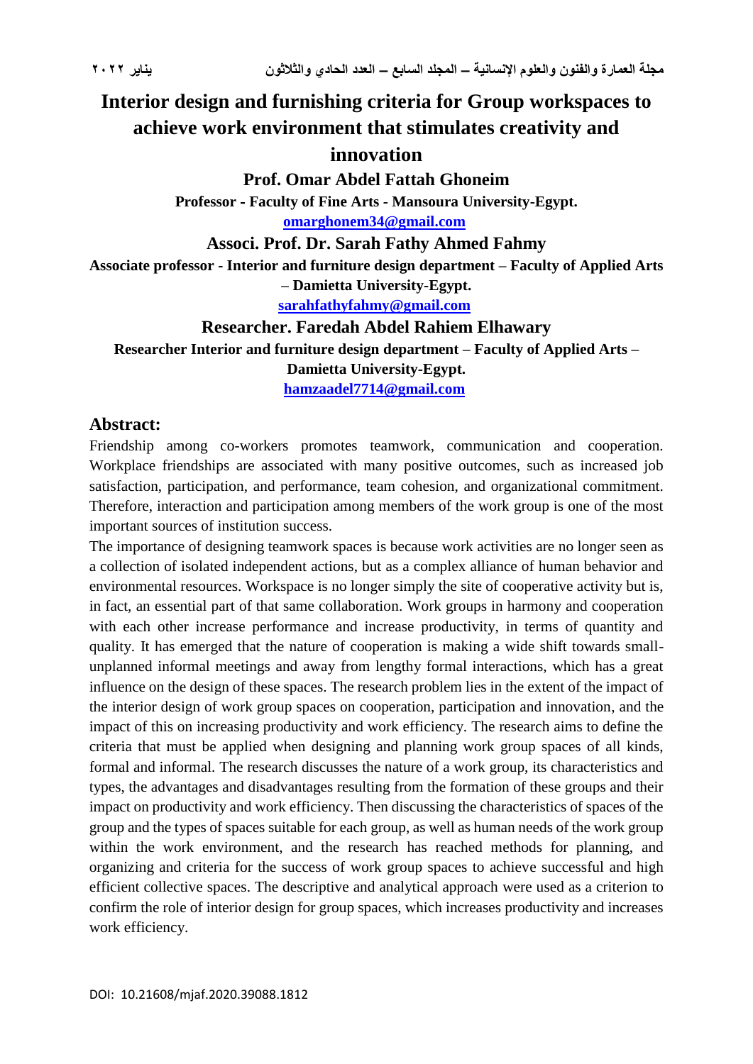# Interior design and furnishing criteria for Group workspaces to achieve work environment that stimulates creativity and innovation

**Prof. Omar Abdel Fattah Ghoneim**

**Professor - Faculty of Fine Arts - Mansoura University-Egypt.**

**omarghonem34@gmail.com**

**Associ. Prof. Dr. Sarah Fathy Ahmed Fahmy**

**Associate professor - Interior and furniture design department – Faculty of Applied Arts – Damietta University-Egypt.**

**sarahfathyfahmy@gmail.com**

**Researcher. Faredah Abdel Rahiem Elhawary**

**Researcher Interior and furniture design department – Faculty of Applied Arts – Damietta University-Egypt.**

**hamzaadel7714@gmail.com**

## Abstract:

Friendship among co-workers promotes teamwork, communication and cooperation. Workplace friendships are associated with many positive outcomes, such as increased job satisfaction, participation, and performance, team cohesion, and organizational commitment. Therefore, interaction and participation among members of the work group is one of the most important sources of institution success.

The importance of designing teamwork spaces is because work activities are no longer seen as a collection of isolated independent actions, but as a complex alliance of human behavior and environmental resources. Workspace is no longer simply the site of cooperative activity but is, in fact, an essential part of that same collaboration. Work groups in harmony and cooperation with each other increase performance and increase productivity, in terms of quantity and quality. It has emerged that the nature of cooperation is making a wide shift towards small-unplanned informal meetings and away from lengthy formal interactions, which has a great influence on the design of these spaces. The research problem lies in the extent of the impact of the interior design of work group spaces on cooperation, participation and innovation, and the impact of this on increasing productivity and work efficiency. The research aims to define the criteria that must be applied when designing and planning work group spaces of all kinds, formal and informal. The research discusses the nature of a work group, its characteristics and types, the advantages and disadvantages resulting from the formation of these groups and their impact on productivity and work efficiency. Then discussing the characteristics of spaces of the group and the types of spaces suitable for each group, as well as human needs of the work group within the work environment, and the research has reached methods for planning, and organizing and criteria for the success of work group spaces to achieve successful and high efficient collective spaces. The descriptive and analytical approach were used as a criterion to confirm the role of interior design for group spaces, which increases productivity and increases work efficiency.

DOI: 10.21608/mjaf.2020.39088.1812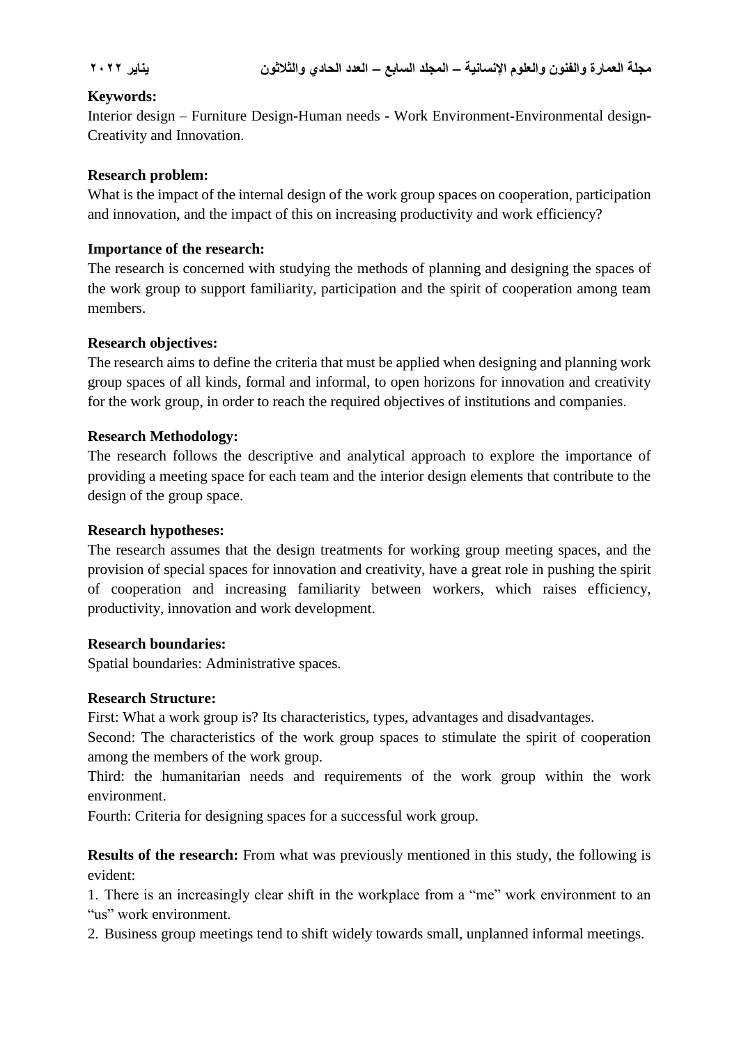**Keywords:**

Interior design – Furniture Design-Human needs - Work Environment-Environmental design-Creativity and Innovation.

**Research problem:**

What is the impact of the internal design of the work group spaces on cooperation, participation and innovation, and the impact of this on increasing productivity and work efficiency?

**Importance of the research:**

The research is concerned with studying the methods of planning and designing the spaces of the work group to support familiarity, participation and the spirit of cooperation among team members.

**Research objectives:**

The research aims to define the criteria that must be applied when designing and planning work group spaces of all kinds, formal and informal, to open horizons for innovation and creativity for the work group, in order to reach the required objectives of institutions and companies.

**Research Methodology:**

The research follows the descriptive and analytical approach to explore the importance of providing a meeting space for each team and the interior design elements that contribute to the design of the group space.

**Research hypotheses:**

The research assumes that the design treatments for working group meeting spaces, and the provision of special spaces for innovation and creativity, have a great role in pushing the spirit of cooperation and increasing familiarity between workers, which raises efficiency, productivity, innovation and work development.

**Research boundaries:**

Spatial boundaries: Administrative spaces.

**Research Structure:**

First: What a work group is? Its characteristics, types, advantages and disadvantages.

Second: The characteristics of the work group spaces to stimulate the spirit of cooperation among the members of the work group.

Third: the humanitarian needs and requirements of the work group within the work environment.

Fourth: Criteria for designing spaces for a successful work group.

**Results of the research:** From what was previously mentioned in this study, the following is evident:

1. There is an increasingly clear shift in the workplace from a “me” work environment to an “us” work environment.
2. Business group meetings tend to shift widely towards small, unplanned informal meetings.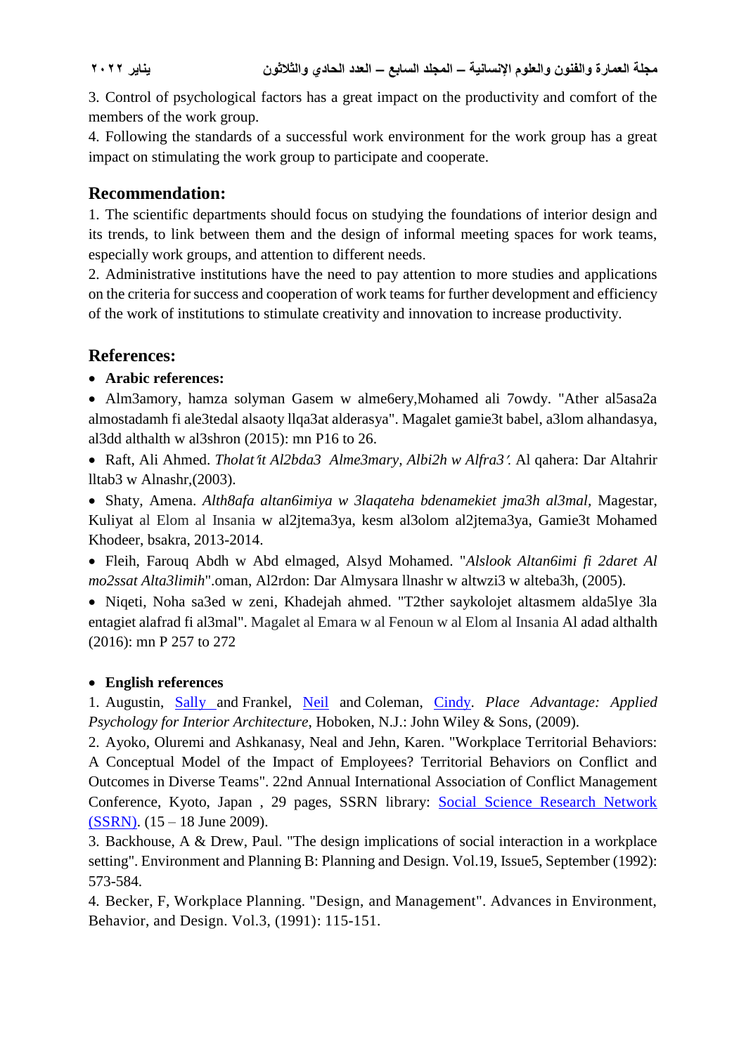3. Control of psychological factors has a great impact on the productivity and comfort of the members of the work group.
4. Following the standards of a successful work environment for the work group has a great impact on stimulating the work group to participate and cooperate.

## Recommendation:

1. The scientific departments should focus on studying the foundations of interior design and its trends, to link between them and the design of informal meeting spaces for work teams, especially work groups, and attention to different needs.
2. Administrative institutions have the need to pay attention to more studies and applications on the criteria for success and cooperation of work teams for further development and efficiency of the work of institutions to stimulate creativity and innovation to increase productivity.

## References:

- **Arabic references:**
- Alm3amory, hamza solyman Gasem w alme6ery,Mohamed ali 7owdy. "Ather al5asa2a almostadamh fi ale3tedal alsaoty llqa3at alderasya". Magalet gamie3t babel, a3lom alhandasya, al3dd althalth w al3shron (2015): mn P16 to 26.
- Raft, Ali Ahmed. *Tholat ́ít Al2bda3  Alme3mary, Albi2h w Alfra3 ́.* Al qahera: Dar Altahrir lltab3 w Alnashr,(2003).
- Shaty, Amena. *Alth8afa altan6imiya w 3laqateha bdenamekiet jma3h al3mal,* Magestar, Kuliyat al Elom al Insania w al2jtema3ya, kesm al3olom al2jtema3ya, Gamie3t Mohamed Khodeer, bsakra, 2013-2014.
- Fleih, Farouq Abdh w Abd elmaged, Alsyd Mohamed. "*Alslook Altan6imi fi 2daret Al mo2ssat Alta3limih*".oman, Al2rdon: Dar Almysara llnashr w altwzi3 w alteba3h, (2005).
- Niqeti, Noha sa3ed w zeni, Khadejah ahmed. "T2ther saykolojet altasmem alda5lye 3la entagiet alafrad fi al3mal". Magalet al Emara w al Fenoun w al Elom al Insania Al adad althalth (2016): mn P 257 to 272

- **English references**

1. Augustin, Sally and Frankel, Neil and Coleman, Cindy. *Place Advantage: Applied Psychology for Interior Architecture*, Hoboken, N.J.: John Wiley & Sons, (2009).
2. Ayoko, Oluremi and Ashkanasy, Neal and Jehn, Karen. "Workplace Territorial Behaviors: A Conceptual Model of the Impact of Employees? Territorial Behaviors on Conflict and Outcomes in Diverse Teams". 22nd Annual International Association of Conflict Management Conference, Kyoto, Japan , 29 pages, SSRN library: Social Science Research Network (SSRN). (15 – 18 June 2009).
3. Backhouse, A & Drew, Paul. "The design implications of social interaction in a workplace setting". Environment and Planning B: Planning and Design. Vol.19, Issue5, September (1992): 573-584.
4. Becker, F, Workplace Planning. "Design, and Management". Advances in Environment, Behavior, and Design. Vol.3, (1991): 115-151.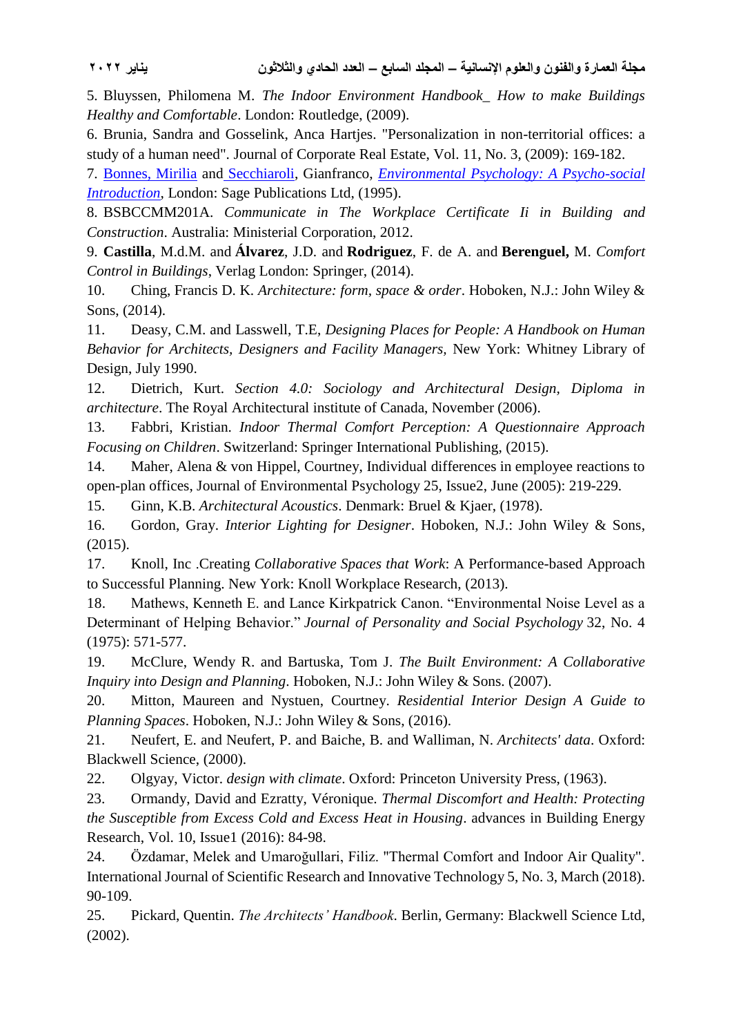5. Bluyssen, Philomena M. *The Indoor Environment Handbook_ How to make Buildings Healthy and Comfortable*. London: Routledge, (2009).

6. Brunia, Sandra and Gosselink, Anca Hartjes. "Personalization in non-territorial offices: a study of a human need". Journal of Corporate Real Estate, Vol. 11, No. 3, (2009): 169-182.

7. Bonnes, Mirilia and Secchiaroli, Gianfranco, *Environmental Psychology: A Psycho-social Introduction*, London: Sage Publications Ltd, (1995).

8. BSBCCMM201A. *Communicate in The Workplace Certificate Ii in Building and Construction*. Australia: Ministerial Corporation, 2012.

9. **Castilla**, M.d.M. and **Álvarez**, J.D. and **Rodriguez**, F. de A. and **Berenguel,** M. *Comfort Control in Buildings*, Verlag London: Springer, (2014).

10. Ching, Francis D. K. *Architecture: form, space & order*. Hoboken, N.J.: John Wiley & Sons, (2014).

11. Deasy, C.M. and Lasswell, T.E, *Designing Places for People: A Handbook on Human Behavior for Architects, Designers and Facility Managers,* New York: Whitney Library of Design, July 1990.

12. Dietrich, Kurt. *Section 4.0: Sociology and Architectural Design, Diploma in architecture*. The Royal Architectural institute of Canada, November (2006).

13. Fabbri, Kristian. *Indoor Thermal Comfort Perception: A Questionnaire Approach Focusing on Children*. Switzerland: Springer International Publishing, (2015).

14. Maher, Alena & von Hippel, Courtney, Individual differences in employee reactions to open-plan offices, Journal of Environmental Psychology 25, Issue2, June (2005): 219-229.

15. Ginn, K.B. *Architectural Acoustics*. Denmark: Bruel & Kjaer, (1978).

16. Gordon, Gray. *Interior Lighting for Designer*. Hoboken, N.J.: John Wiley & Sons, (2015).

17. Knoll, Inc .Creating *Collaborative Spaces that Work*: A Performance-based Approach to Successful Planning. New York: Knoll Workplace Research, (2013).

18. Mathews, Kenneth E. and Lance Kirkpatrick Canon. "Environmental Noise Level as a Determinant of Helping Behavior." *Journal of Personality and Social Psychology* 32, No. 4 (1975): 571-577.

19. McClure, Wendy R. and Bartuska, Tom J. *The Built Environment: A Collaborative Inquiry into Design and Planning*. Hoboken, N.J.: John Wiley & Sons. (2007).

20. Mitton, Maureen and Nystuen, Courtney. *Residential Interior Design A Guide to Planning Spaces*. Hoboken, N.J.: John Wiley & Sons, (2016).

21. Neufert, E. and Neufert, P. and Baiche, B. and Walliman, N. *Architects' data*. Oxford: Blackwell Science, (2000).

22. Olgyay, Victor. *design with climate*. Oxford: Princeton University Press, (1963).

23. Ormandy, David and Ezratty, Véronique. *Thermal Discomfort and Health: Protecting the Susceptible from Excess Cold and Excess Heat in Housing*. advances in Building Energy Research, Vol. 10, Issue1 (2016): 84-98.

24. Özdamar, Melek and Umaroğullari, Filiz. "Thermal Comfort and Indoor Air Quality". International Journal of Scientific Research and Innovative Technology 5, No. 3, March (2018). 90-109.

25. Pickard, Quentin. *The Architects' Handbook*. Berlin, Germany: Blackwell Science Ltd, (2002).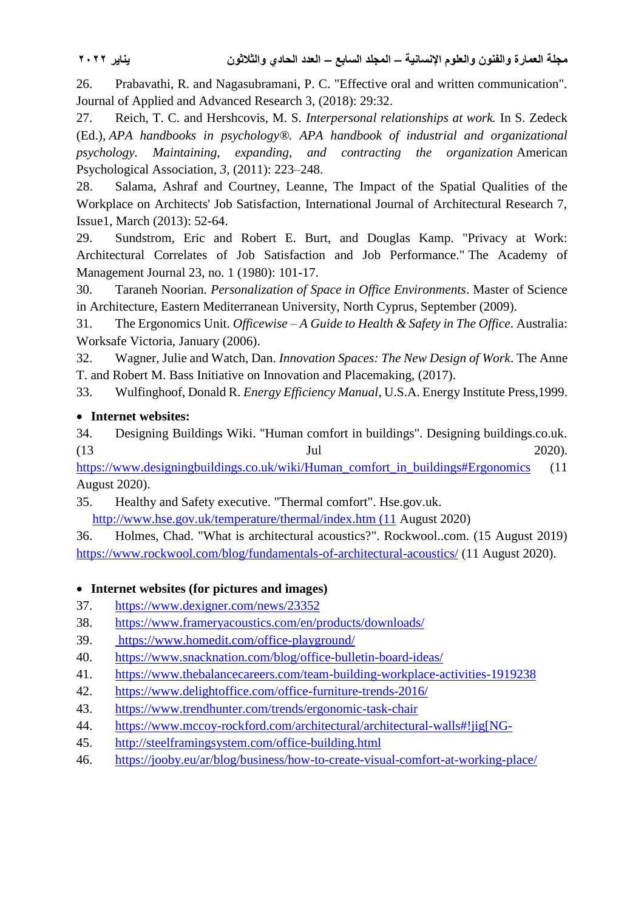26. Prabavathi, R. and Nagasubramani, P. C. "Effective oral and written communication". Journal of Applied and Advanced Research 3, (2018): 29:32.

27. Reich, T. C. and Hershcovis, M. S. *Interpersonal relationships at work.* In S. Zedeck (Ed.), *APA handbooks in psychology®. APA handbook of industrial and organizational psychology. Maintaining, expanding, and contracting the organization* American Psychological Association, *3,* (2011): 223–248.

28. Salama, Ashraf and Courtney, Leanne, The Impact of the Spatial Qualities of the Workplace on Architects' Job Satisfaction, International Journal of Architectural Research 7, Issue1, March (2013): 52-64.

29. Sundstrom, Eric and Robert E. Burt, and Douglas Kamp. "Privacy at Work: Architectural Correlates of Job Satisfaction and Job Performance." The Academy of Management Journal 23, no. 1 (1980): 101-17.

30. Taraneh Noorian. *Personalization of Space in Office Environments*. Master of Science in Architecture, Eastern Mediterranean University, North Cyprus, September (2009).

31. The Ergonomics Unit. *Officewise – A Guide to Health & Safety in The Office*. Australia: Worksafe Victoria, January (2006).

32. Wagner, Julie and Watch, Dan. *Innovation Spaces: The New Design of Work*. The Anne T. and Robert M. Bass Initiative on Innovation and Placemaking, (2017).

33. Wulfinghoof, Donald R. *Energy Efficiency Manual*, U.S.A. Energy Institute Press,1999.

- **Internet websites:**

34. Designing Buildings Wiki. "Human comfort in buildings". Designing buildings.co.uk. (13 Jul 2020). https://www.designingbuildings.co.uk/wiki/Human_comfort_in_buildings#Ergonomics (11 August 2020).

35. Healthy and Safety executive. "Thermal comfort". Hse.gov.uk. http://www.hse.gov.uk/temperature/thermal/index.htm (11 August 2020)

36. Holmes, Chad. "What is architectural acoustics?". Rockwool..com. (15 August 2019) https://www.rockwool.com/blog/fundamentals-of-architectural-acoustics/ (11 August 2020).

- **Internet websites (for pictures and images)**

37. https://www.dexigner.com/news/23352
38. https://www.frameryacoustics.com/en/products/downloads/
39. https://www.homedit.com/office-playground/
40. https://www.snacknation.com/blog/office-bulletin-board-ideas/
41. https://www.thebalancecareers.com/team-building-workplace-activities-1919238
42. https://www.delightoffice.com/office-furniture-trends-2016/
43. https://www.trendhunter.com/trends/ergonomic-task-chair
44. https://www.mccoy-rockford.com/architectural/architectural-walls#!jig[NG-
45. http://steelframingsystem.com/office-building.html
46. https://jooby.eu/ar/blog/business/how-to-create-visual-comfort-at-working-place/